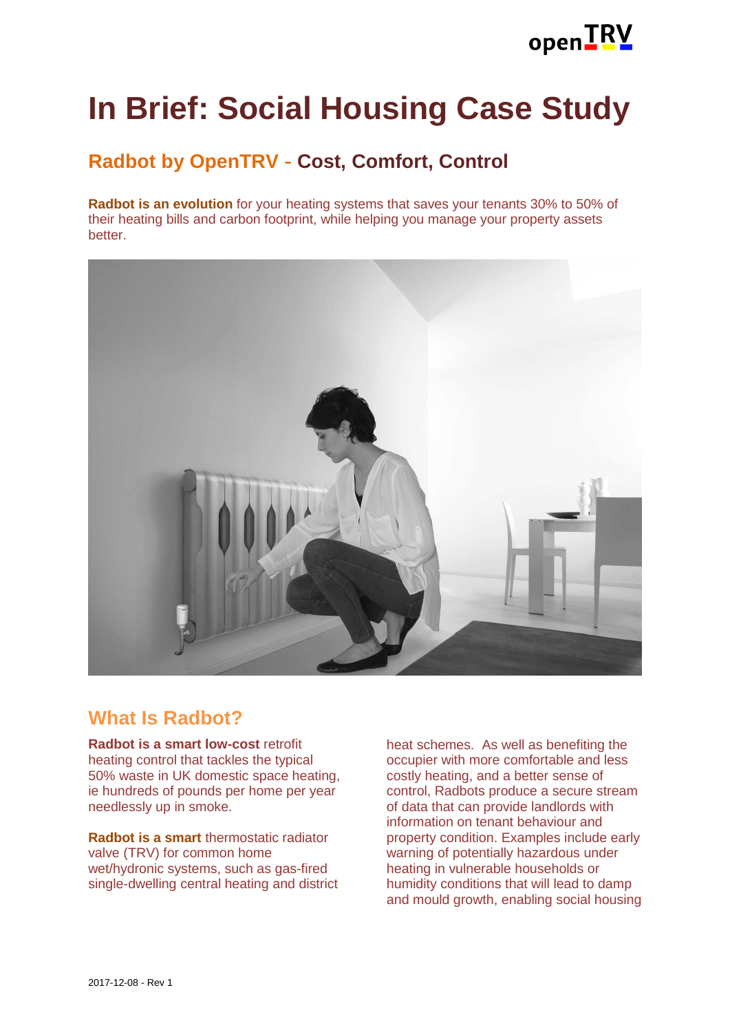# In Brief: Social Housing Case Study

## Radbot by OpenTRV - Cost, Comfort, Control

**Radbot is an evolution** for your heating systems that saves your tenants 30% to 50% of their heating bills and carbon footprint, while helping you manage your property assets better.

## What Is Radbot?

**Radbot is a smart low-cost** retrofit heating control that tackles the typical 50% waste in UK domestic space heating, ie hundreds of pounds per home per year needlessly up in smoke.

**Radbot is a smart** thermostatic radiator valve (TRV) for common home wet/hydronic systems, such as gas-fired single-dwelling central heating and district heat schemes. As well as benefiting the occupier with more comfortable and less costly heating, and a better sense of control, Radbots produce a secure stream of data that can provide landlords with information on tenant behaviour and property condition. Examples include early warning of potentially hazardous under heating in vulnerable households or humidity conditions that will lead to damp and mould growth, enabling social housing

2017-12-08 - Rev 1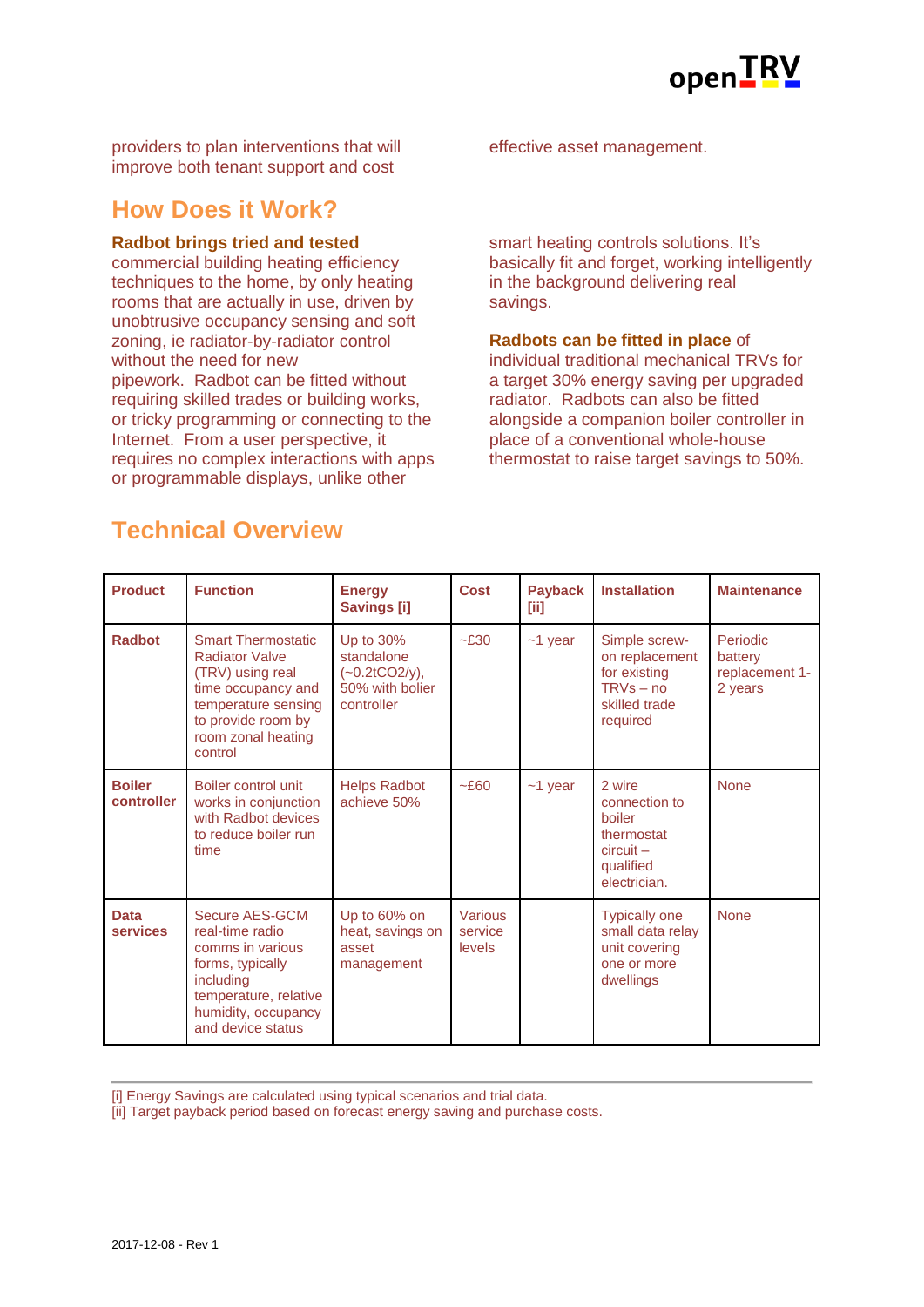providers to plan interventions that will improve both tenant support and cost effective asset management.

## How Does it Work?

**Radbot brings tried and tested** commercial building heating efficiency techniques to the home, by only heating rooms that are actually in use, driven by unobtrusive occupancy sensing and soft zoning, ie radiator-by-radiator control without the need for new pipework. Radbot can be fitted without requiring skilled trades or building works, or tricky programming or connecting to the Internet. From a user perspective, it requires no complex interactions with apps or programmable displays, unlike other smart heating controls solutions. It's basically fit and forget, working intelligently in the background delivering real savings.

**Radbots can be fitted in place** of individual traditional mechanical TRVs for a target 30% energy saving per upgraded radiator. Radbots can also be fitted alongside a companion boiler controller in place of a conventional whole-house thermostat to raise target savings to 50%.

## Technical Overview

| Product | Function | Energy Savings [i] | Cost | Payback [ii] | Installation | Maintenance |
|---|---|---|---|---|---|---|
| **Radbot** | Smart Thermostatic Radiator Valve (TRV) using real time occupancy and temperature sensing to provide room by room zonal heating control | Up to 30% standalone (~0.2tCO2/y), 50% with bolier controller | ~£30 | ~1 year | Simple screw-on replacement for existing TRVs – no skilled trade required | Periodic battery replacement 1-2 years |
| **Boiler controller** | Boiler control unit works in conjunction with Radbot devices to reduce boiler run time | Helps Radbot achieve 50% | ~£60 | ~1 year | 2 wire connection to boiler thermostat circuit – qualified electrician. | None |
| **Data services** | Secure AES-GCM real-time radio comms in various forms, typically including temperature, relative humidity, occupancy and device status | Up to 60% on heat, savings on asset management | Various service levels | | Typically one small data relay unit covering one or more dwellings | None |

[i] Energy Savings are calculated using typical scenarios and trial data.
[ii] Target payback period based on forecast energy saving and purchase costs.

2017-12-08 - Rev 1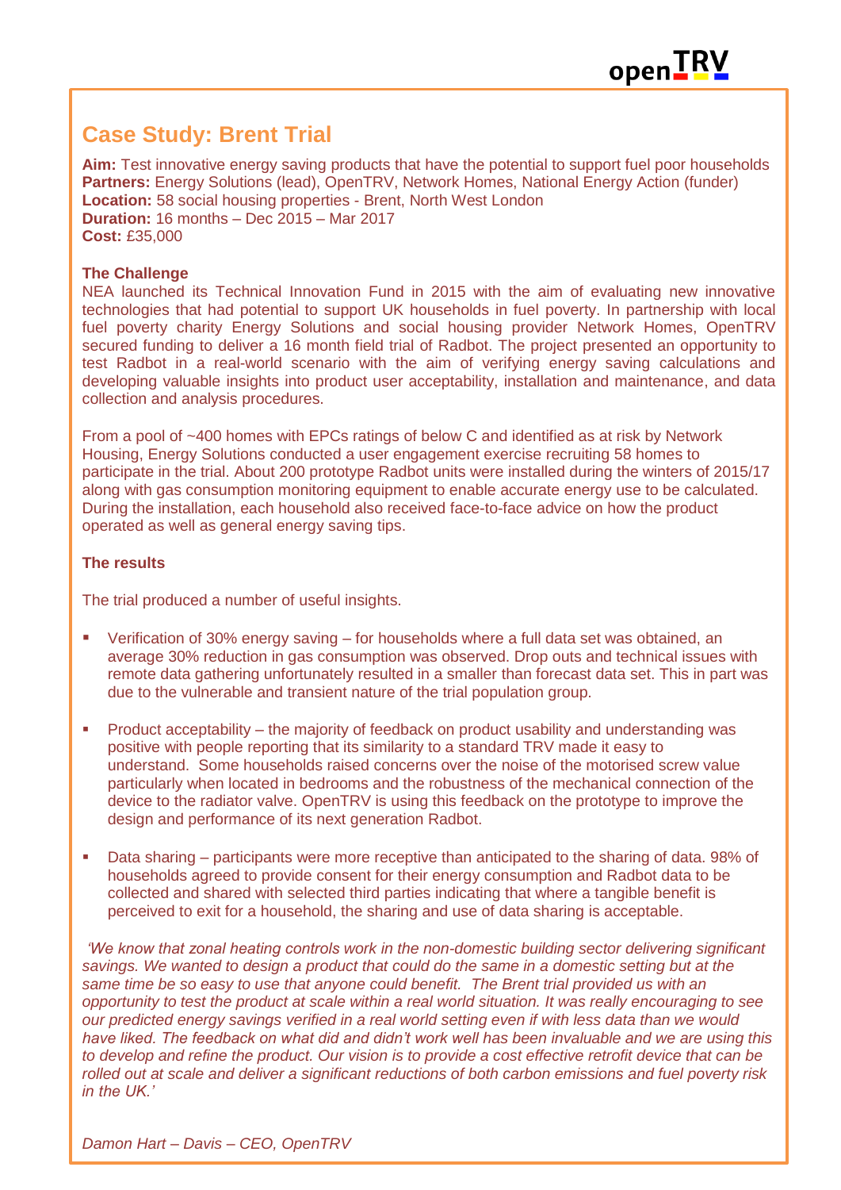## Case Study: Brent Trial

**Aim:** Test innovative energy saving products that have the potential to support fuel poor households
**Partners:** Energy Solutions (lead), OpenTRV, Network Homes, National Energy Action (funder)
**Location:** 58 social housing properties - Brent, North West London
**Duration:** 16 months – Dec 2015 – Mar 2017
**Cost:** £35,000

**The Challenge**

NEA launched its Technical Innovation Fund in 2015 with the aim of evaluating new innovative technologies that had potential to support UK households in fuel poverty. In partnership with local fuel poverty charity Energy Solutions and social housing provider Network Homes, OpenTRV secured funding to deliver a 16 month field trial of Radbot. The project presented an opportunity to test Radbot in a real-world scenario with the aim of verifying energy saving calculations and developing valuable insights into product user acceptability, installation and maintenance, and data collection and analysis procedures.

From a pool of ~400 homes with EPCs ratings of below C and identified as at risk by Network Housing, Energy Solutions conducted a user engagement exercise recruiting 58 homes to participate in the trial. About 200 prototype Radbot units were installed during the winters of 2015/17 along with gas consumption monitoring equipment to enable accurate energy use to be calculated. During the installation, each household also received face-to-face advice on how the product operated as well as general energy saving tips.

**The results**

The trial produced a number of useful insights.

- Verification of 30% energy saving – for households where a full data set was obtained, an average 30% reduction in gas consumption was observed. Drop outs and technical issues with remote data gathering unfortunately resulted in a smaller than forecast data set. This in part was due to the vulnerable and transient nature of the trial population group.
- Product acceptability – the majority of feedback on product usability and understanding was positive with people reporting that its similarity to a standard TRV made it easy to understand. Some households raised concerns over the noise of the motorised screw value particularly when located in bedrooms and the robustness of the mechanical connection of the device to the radiator valve. OpenTRV is using this feedback on the prototype to improve the design and performance of its next generation Radbot.
- Data sharing – participants were more receptive than anticipated to the sharing of data. 98% of households agreed to provide consent for their energy consumption and Radbot data to be collected and shared with selected third parties indicating that where a tangible benefit is perceived to exit for a household, the sharing and use of data sharing is acceptable.

*'We know that zonal heating controls work in the non-domestic building sector delivering significant savings. We wanted to design a product that could do the same in a domestic setting but at the same time be so easy to use that anyone could benefit. The Brent trial provided us with an opportunity to test the product at scale within a real world situation. It was really encouraging to see our predicted energy savings verified in a real world setting even if with less data than we would have liked. The feedback on what did and didn't work well has been invaluable and we are using this to develop and refine the product. Our vision is to provide a cost effective retrofit device that can be rolled out at scale and deliver a significant reductions of both carbon emissions and fuel poverty risk in the UK.'*

*Damon Hart – Davis – CEO, OpenTRV*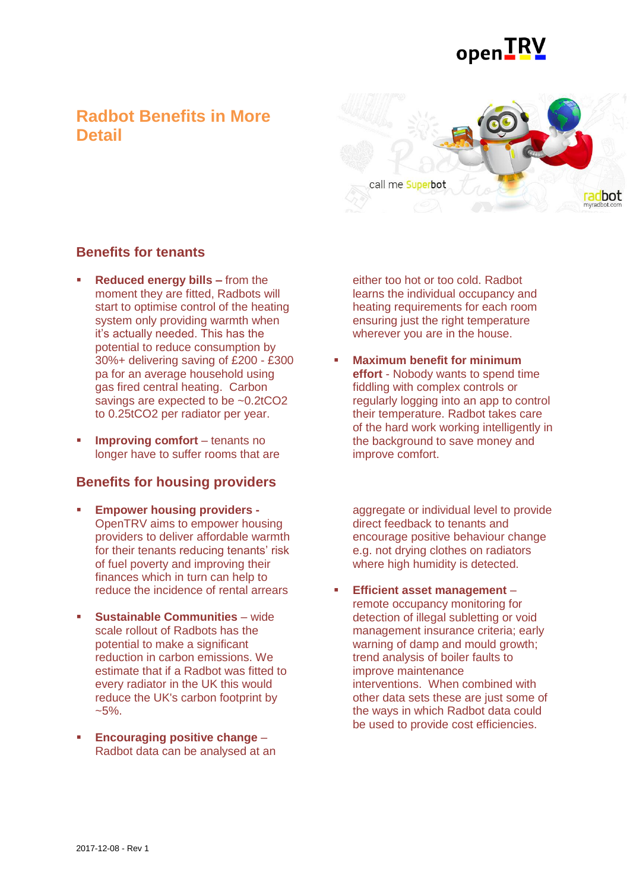# Radbot Benefits in More Detail

## Benefits for tenants

- **Reduced energy bills –** from the moment they are fitted, Radbots will start to optimise control of the heating system only providing warmth when it's actually needed. This has the potential to reduce consumption by 30%+ delivering saving of £200 - £300 pa for an average household using gas fired central heating. Carbon savings are expected to be ~0.2t$CO_2$ to 0.25t$CO_2$ per radiator per year.

- **Improving comfort** – tenants no longer have to suffer rooms that are either too hot or too cold. Radbot learns the individual occupancy and heating requirements for each room ensuring just the right temperature wherever you are in the house.

- **Maximum benefit for minimum effort** - Nobody wants to spend time fiddling with complex controls or regularly logging into an app to control their temperature. Radbot takes care of the hard work working intelligently in the background to save money and improve comfort.

## Benefits for housing providers

- **Empower housing providers -** OpenTRV aims to empower housing providers to deliver affordable warmth for their tenants reducing tenants' risk of fuel poverty and improving their finances which in turn can help to reduce the incidence of rental arrears

- **Sustainable Communities** – wide scale rollout of Radbots has the potential to make a significant reduction in carbon emissions. We estimate that if a Radbot was fitted to every radiator in the UK this would reduce the UK's carbon footprint by ~5%.

- **Encouraging positive change** – Radbot data can be analysed at an aggregate or individual level to provide direct feedback to tenants and encourage positive behaviour change e.g. not drying clothes on radiators where high humidity is detected.

- **Efficient asset management** – remote occupancy monitoring for detection of illegal subletting or void management insurance criteria; early warning of damp and mould growth; trend analysis of boiler faults to improve maintenance interventions. When combined with other data sets these are just some of the ways in which Radbot data could be used to provide cost efficiencies.

2017-12-08 - Rev 1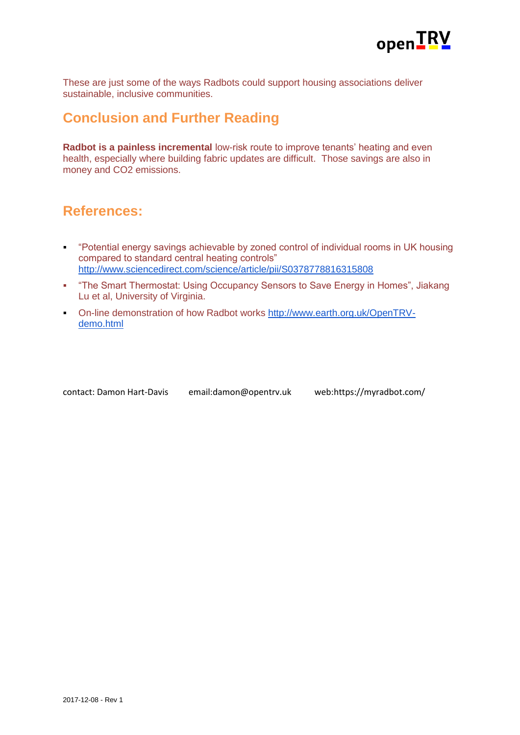These are just some of the ways Radbots could support housing associations deliver sustainable, inclusive communities.

## Conclusion and Further Reading

**Radbot is a painless incremental** low-risk route to improve tenants' heating and even health, especially where building fabric updates are difficult. Those savings are also in money and CO2 emissions.

## References:

- "Potential energy savings achievable by zoned control of individual rooms in UK housing compared to standard central heating controls" http://www.sciencedirect.com/science/article/pii/S0378778816315808
- "The Smart Thermostat: Using Occupancy Sensors to Save Energy in Homes", Jiakang Lu et al, University of Virginia.
- On-line demonstration of how Radbot works http://www.earth.org.uk/OpenTRV-demo.html

contact: Damon Hart-Davis email:damon@opentrv.uk web:https://myradbot.com/

2017-12-08 - Rev 1